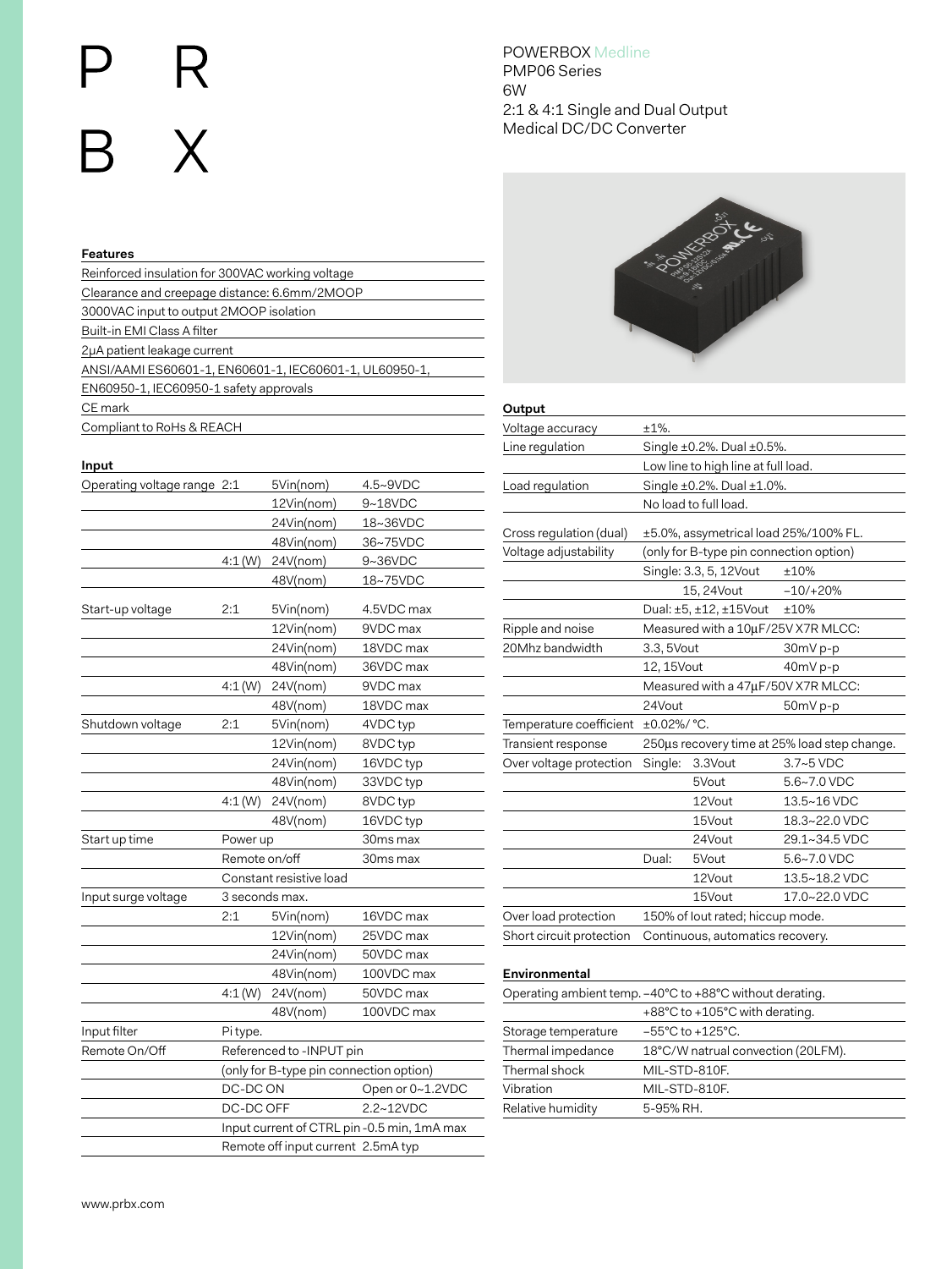# POWERBOX Medline

PMP06 Series
6W
2:1 & 4:1 Single and Dual Output
Medical DC/DC Converter

### Features

- Reinforced insulation for 300VAC working voltage
- Clearance and creepage distance: 6.6mm/2MOOP
- 3000VAC input to output 2MOOP isolation
- Built-in EMI Class A filter
- 2µA patient leakage current
- ANSI/AAMI ES60601-1, EN60601-1, IEC60601-1, UL60950-1, EN60950-1, IEC60950-1 safety approvals
- CE mark
- Compliant to RoHs & REACH

### Input

| | | | |
|---|---|---|---|
| Operating voltage range | 2:1 | 5Vin(nom) | 4.5~9VDC |
| | | 12Vin(nom) | 9~18VDC |
| | | 24Vin(nom) | 18~36VDC |
| | | 48Vin(nom) | 36~75VDC |
| | 4:1 (W) | 24V(nom) | 9~36VDC |
| | | 48V(nom) | 18~75VDC |
| Start-up voltage | 2:1 | 5Vin(nom) | 4.5VDC max |
| | | 12Vin(nom) | 9VDC max |
| | | 24Vin(nom) | 18VDC max |
| | | 48Vin(nom) | 36VDC max |
| | 4:1 (W) | 24V(nom) | 9VDC max |
| | | 48V(nom) | 18VDC max |
| Shutdown voltage | 2:1 | 5Vin(nom) | 4VDC typ |
| | | 12Vin(nom) | 8VDC typ |
| | | 24Vin(nom) | 16VDC typ |
| | | 48Vin(nom) | 33VDC typ |
| | 4:1 (W) | 24V(nom) | 8VDC typ |
| | | 48V(nom) | 16VDC typ |
| Start up time | Power up | | 30ms max |
| | Remote on/off | | 30ms max |
| | Constant resistive load | | |
| Input surge voltage | 3 seconds max. | | |
| | 2:1 | 5Vin(nom) | 16VDC max |
| | | 12Vin(nom) | 25VDC max |
| | | 24Vin(nom) | 50VDC max |
| | | 48Vin(nom) | 100VDC max |
| | 4:1 (W) | 24V(nom) | 50VDC max |
| | | 48V(nom) | 100VDC max |
| Input filter | Pi type. | | |
| Remote On/Off | Referenced to -INPUT pin | | |
| | (only for B-type pin connection option) | | |
| | DC-DC ON | | Open or 0~1.2VDC |
| | DC-DC OFF | | 2.2~12VDC |
| | Input current of CTRL pin -0.5 min, 1mA max | | |
| | Remote off input current 2.5mA typ | | |

### Output

| | | | |
|---|---|---|---|
| Voltage accuracy | ±1%. | | |
| Line regulation | Single ±0.2%. Dual ±0.5%. | | |
| | Low line to high line at full load. | | |
| Load regulation | Single ±0.2%. Dual ±1.0%. | | |
| | No load to full load. | | |
| Cross regulation (dual) | ±5.0%, assymetrical load 25%/100% FL. | | |
| Voltage adjustability | (only for B-type pin connection option) | | |
| | Single: 3.3, 5, 12Vout | | ±10% |
| | | 15, 24Vout | −10/+20% |
| | Dual: ±5, ±12, ±15Vout | | ±10% |
| Ripple and noise | Measured with a 10µF/25V X7R MLCC: | | |
| 20Mhz bandwidth | 3.3, 5Vout | | 30mV p-p |
| | 12, 15Vout | | 40mV p-p |
| | Measured with a 47µF/50V X7R MLCC: | | |
| | 24Vout | | 50mV p-p |
| Temperature coefficient | ±0.02%/ °C. | | |
| Transient response | 250µs recovery time at 25% load step change. | | |
| Over voltage protection | Single: | 3.3Vout | 3.7~5 VDC |
| | | 5Vout | 5.6~7.0 VDC |
| | | 12Vout | 13.5~16 VDC |
| | | 15Vout | 18.3~22.0 VDC |
| | | 24Vout | 29.1~34.5 VDC |
| | Dual: | 5Vout | 5.6~7.0 VDC |
| | | 12Vout | 13.5~18.2 VDC |
| | | 15Vout | 17.0~22.0 VDC |
| Over load protection | 150% of Iout rated; hiccup mode. | | |
| Short circuit protection | Continuous, automatics recovery. | | |

### Environmental

| | |
|---|---|
| Operating ambient temp. | −40°C to +88°C without derating. |
| | +88°C to +105°C with derating. |
| Storage temperature | −55°C to +125°C. |
| Thermal impedance | 18°C/W natrual convection (20LFM). |
| Thermal shock | MIL-STD-810F. |
| Vibration | MIL-STD-810F. |
| Relative humidity | 5-95% RH. |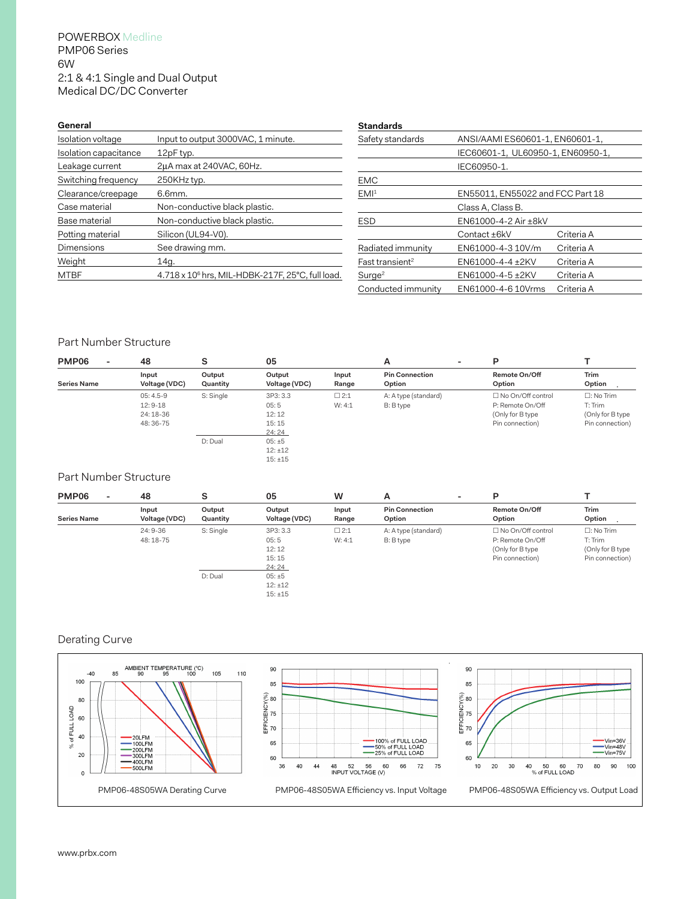POWERBOX Medline
PMP06 Series
6W
2:1 & 4:1 Single and Dual Output
Medical DC/DC Converter

| General | |
|---|---|
| Isolation voltage | Input to output 3000VAC, 1 minute. |
| Isolation capacitance | 12pF typ. |
| Leakage current | 2µA max at 240VAC, 60Hz. |
| Switching frequency | 250KHz typ. |
| Clearance/creepage | 6.6mm. |
| Case material | Non-conductive black plastic. |
| Base material | Non-conductive black plastic. |
| Potting material | Silicon (UL94-V0). |
| Dimensions | See drawing mm. |
| Weight | 14g. |
| MTBF | 4.718 x $10^6$ hrs, MIL-HDBK-217F, 25°C, full load. |

| Standards | | |
|---|---|---|
| Safety standards | ANSI/AAMI ES60601-1, EN60601-1, | |
| | IEC60601-1, UL60950-1, EN60950-1, | |
| | IEC60950-1. | |
| EMC | | |
| EMI[1] | EN55011, EN55022 and FCC Part 18 | |
| | Class A, Class B. | |
| ESD | EN61000-4-2 Air ±8kV | |
| | Contact ±6kV | Criteria A |
| Radiated immunity | EN61000-4-3 10V/m | Criteria A |
| Fast transient[2] | EN61000-4-4 ±2KV | Criteria A |
| Surge[2] | EN61000-4-5 ±2KV | Criteria A |
| Conducted immunity | EN61000-4-6 10Vrms | Criteria A |

## Part Number Structure

| PMP06 | - | 48 | S | 05 | | A | - | P | T |
|---|---|---|---|---|---|---|---|---|---|
| Series Name | | Input Voltage (VDC) | Output Quantity | Output Voltage (VDC) | Input Range | Pin Connection Option | | Remote On/Off Option | Trim Option |
| | | 05: 4.5-9<br>12: 9-18<br>24: 18-36<br>48: 36-75 | S: Single | 3P3: 3.3<br>05: 5<br>12: 12<br>15: 15<br>24: 24 | ☐ 2:1<br>W: 4:1 | A: A type (standard)<br>B: B type | | ☐ No On/Off control<br>P: Remote On/Off<br>(Only for B type Pin connection) | ☐: No Trim<br>T: Trim<br>(Only for B type Pin connection) |
| | | | D: Dual | 05: ±5<br>12: ±12<br>15: ±15 | | | | | |

## Part Number Structure

| PMP06 | - | 48 | S | 05 | W | A | - | P | T |
|---|---|---|---|---|---|---|---|---|---|
| Series Name | | Input Voltage (VDC) | Output Quantity | Output Voltage (VDC) | Input Range | Pin Connection Option | | Remote On/Off Option | Trim Option |
| | | 24: 9-36<br>48: 18-75 | S: Single | 3P3: 3.3<br>05: 5<br>12: 12<br>15: 15<br>24: 24 | ☐ 2:1<br>W: 4:1 | A: A type (standard)<br>B: B type | | ☐ No On/Off control<br>P: Remote On/Off<br>(Only for B type Pin connection) | ☐: No Trim<br>T: Trim<br>(Only for B type Pin connection) |
| | | | D: Dual | 05: ±5<br>12: ±12<br>15: ±15 | | | | | |

## Derating Curve

PMP06-48S05WA Derating Curve

PMP06-48S05WA Efficiency vs. Input Voltage

PMP06-48S05WA Efficiency vs. Output Load

www.prbx.com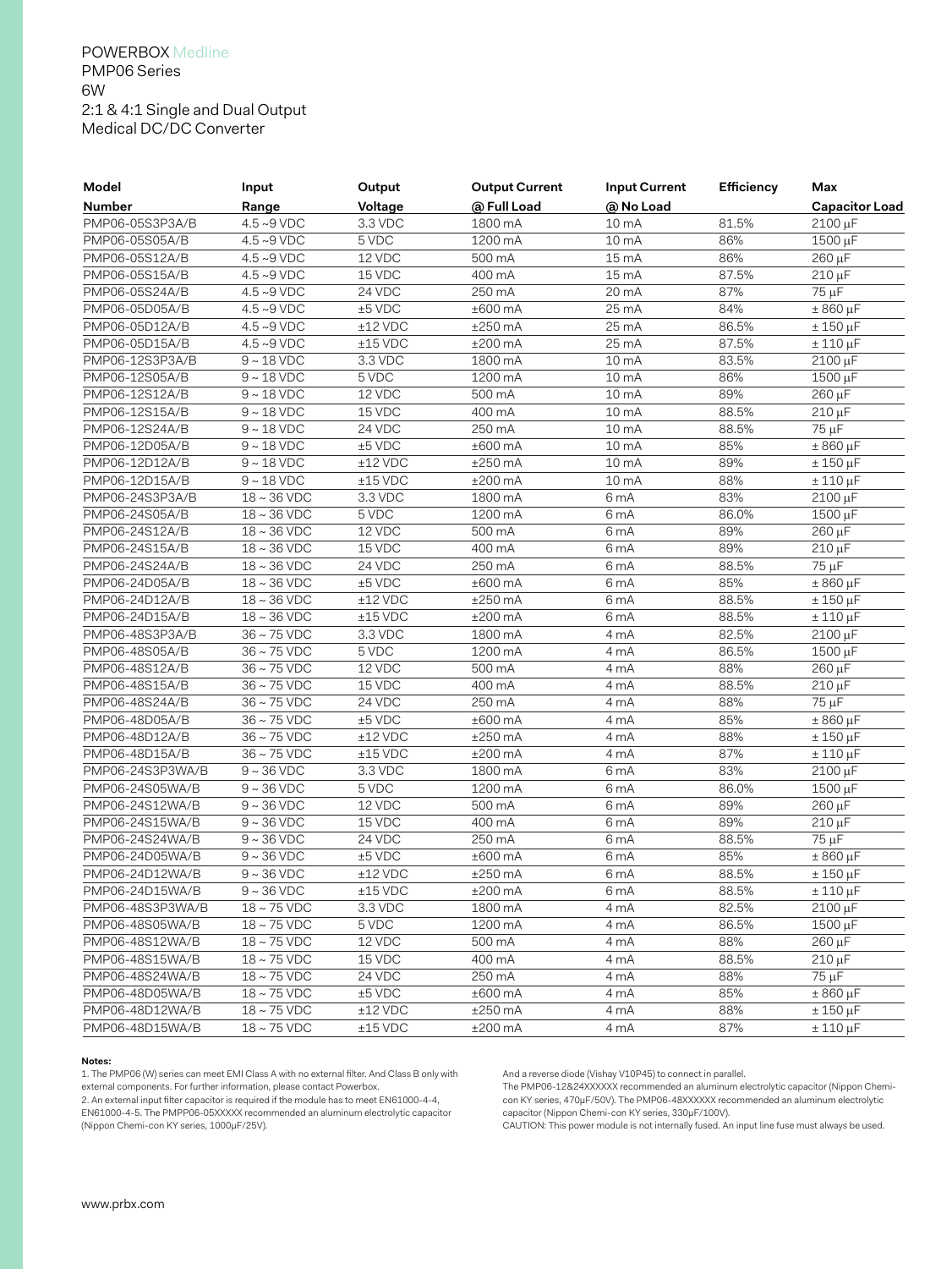POWERBOX Medline
PMP06 Series
6W
2:1 & 4:1 Single and Dual Output
Medical DC/DC Converter

| Model Number | Input Range | Output Voltage | Output Current @ Full Load | Input Current @ No Load | Efficiency | Max Capacitor Load |
|---|---|---|---|---|---|---|
| PMP06-05S3P3A/B | 4.5 ~9 VDC | 3.3 VDC | 1800 mA | 10 mA | 81.5% | 2100 µF |
| PMP06-05S05A/B | 4.5 ~9 VDC | 5 VDC | 1200 mA | 10 mA | 86% | 1500 µF |
| PMP06-05S12A/B | 4.5 ~9 VDC | 12 VDC | 500 mA | 15 mA | 86% | 260 µF |
| PMP06-05S15A/B | 4.5 ~9 VDC | 15 VDC | 400 mA | 15 mA | 87.5% | 210 µF |
| PMP06-05S24A/B | 4.5 ~9 VDC | 24 VDC | 250 mA | 20 mA | 87% | 75 µF |
| PMP06-05D05A/B | 4.5 ~9 VDC | ±5 VDC | ±600 mA | 25 mA | 84% | ± 860 µF |
| PMP06-05D12A/B | 4.5 ~9 VDC | ±12 VDC | ±250 mA | 25 mA | 86.5% | ± 150 µF |
| PMP06-05D15A/B | 4.5 ~9 VDC | ±15 VDC | ±200 mA | 25 mA | 87.5% | ± 110 µF |
| PMP06-12S3P3A/B | 9 ~ 18 VDC | 3.3 VDC | 1800 mA | 10 mA | 83.5% | 2100 µF |
| PMP06-12S05A/B | 9 ~ 18 VDC | 5 VDC | 1200 mA | 10 mA | 86% | 1500 µF |
| PMP06-12S12A/B | 9 ~ 18 VDC | 12 VDC | 500 mA | 10 mA | 89% | 260 µF |
| PMP06-12S15A/B | 9 ~ 18 VDC | 15 VDC | 400 mA | 10 mA | 88.5% | 210 µF |
| PMP06-12S24A/B | 9 ~ 18 VDC | 24 VDC | 250 mA | 10 mA | 88.5% | 75 µF |
| PMP06-12D05A/B | 9 ~ 18 VDC | ±5 VDC | ±600 mA | 10 mA | 85% | ± 860 µF |
| PMP06-12D12A/B | 9 ~ 18 VDC | ±12 VDC | ±250 mA | 10 mA | 89% | ± 150 µF |
| PMP06-12D15A/B | 9 ~ 18 VDC | ±15 VDC | ±200 mA | 10 mA | 88% | ± 110 µF |
| PMP06-24S3P3A/B | 18 ~ 36 VDC | 3.3 VDC | 1800 mA | 6 mA | 83% | 2100 µF |
| PMP06-24S05A/B | 18 ~ 36 VDC | 5 VDC | 1200 mA | 6 mA | 86.0% | 1500 µF |
| PMP06-24S12A/B | 18 ~ 36 VDC | 12 VDC | 500 mA | 6 mA | 89% | 260 µF |
| PMP06-24S15A/B | 18 ~ 36 VDC | 15 VDC | 400 mA | 6 mA | 89% | 210 µF |
| PMP06-24S24A/B | 18 ~ 36 VDC | 24 VDC | 250 mA | 6 mA | 88.5% | 75 µF |
| PMP06-24D05A/B | 18 ~ 36 VDC | ±5 VDC | ±600 mA | 6 mA | 85% | ± 860 µF |
| PMP06-24D12A/B | 18 ~ 36 VDC | ±12 VDC | ±250 mA | 6 mA | 88.5% | ± 150 µF |
| PMP06-24D15A/B | 18 ~ 36 VDC | ±15 VDC | ±200 mA | 6 mA | 88.5% | ± 110 µF |
| PMP06-48S3P3A/B | 36 ~ 75 VDC | 3.3 VDC | 1800 mA | 4 mA | 82.5% | 2100 µF |
| PMP06-48S05A/B | 36 ~ 75 VDC | 5 VDC | 1200 mA | 4 mA | 86.5% | 1500 µF |
| PMP06-48S12A/B | 36 ~ 75 VDC | 12 VDC | 500 mA | 4 mA | 88% | 260 µF |
| PMP06-48S15A/B | 36 ~ 75 VDC | 15 VDC | 400 mA | 4 mA | 88.5% | 210 µF |
| PMP06-48S24A/B | 36 ~ 75 VDC | 24 VDC | 250 mA | 4 mA | 88% | 75 µF |
| PMP06-48D05A/B | 36 ~ 75 VDC | ±5 VDC | ±600 mA | 4 mA | 85% | ± 860 µF |
| PMP06-48D12A/B | 36 ~ 75 VDC | ±12 VDC | ±250 mA | 4 mA | 88% | ± 150 µF |
| PMP06-48D15A/B | 36 ~ 75 VDC | ±15 VDC | ±200 mA | 4 mA | 87% | ± 110 µF |
| PMP06-24S3P3WA/B | 9 ~ 36 VDC | 3.3 VDC | 1800 mA | 6 mA | 83% | 2100 µF |
| PMP06-24S05WA/B | 9 ~ 36 VDC | 5 VDC | 1200 mA | 6 mA | 86.0% | 1500 µF |
| PMP06-24S12WA/B | 9 ~ 36 VDC | 12 VDC | 500 mA | 6 mA | 89% | 260 µF |
| PMP06-24S15WA/B | 9 ~ 36 VDC | 15 VDC | 400 mA | 6 mA | 89% | 210 µF |
| PMP06-24S24WA/B | 9 ~ 36 VDC | 24 VDC | 250 mA | 6 mA | 88.5% | 75 µF |
| PMP06-24D05WA/B | 9 ~ 36 VDC | ±5 VDC | ±600 mA | 6 mA | 85% | ± 860 µF |
| PMP06-24D12WA/B | 9 ~ 36 VDC | ±12 VDC | ±250 mA | 6 mA | 88.5% | ± 150 µF |
| PMP06-24D15WA/B | 9 ~ 36 VDC | ±15 VDC | ±200 mA | 6 mA | 88.5% | ± 110 µF |
| PMP06-48S3P3WA/B | 18 ~ 75 VDC | 3.3 VDC | 1800 mA | 4 mA | 82.5% | 2100 µF |
| PMP06-48S05WA/B | 18 ~ 75 VDC | 5 VDC | 1200 mA | 4 mA | 86.5% | 1500 µF |
| PMP06-48S12WA/B | 18 ~ 75 VDC | 12 VDC | 500 mA | 4 mA | 88% | 260 µF |
| PMP06-48S15WA/B | 18 ~ 75 VDC | 15 VDC | 400 mA | 4 mA | 88.5% | 210 µF |
| PMP06-48S24WA/B | 18 ~ 75 VDC | 24 VDC | 250 mA | 4 mA | 88% | 75 µF |
| PMP06-48D05WA/B | 18 ~ 75 VDC | ±5 VDC | ±600 mA | 4 mA | 85% | ± 860 µF |
| PMP06-48D12WA/B | 18 ~ 75 VDC | ±12 VDC | ±250 mA | 4 mA | 88% | ± 150 µF |
| PMP06-48D15WA/B | 18 ~ 75 VDC | ±15 VDC | ±200 mA | 4 mA | 87% | ± 110 µF |

**Notes:**

1. The PMP06 (W) series can meet EMI Class A with no external filter. And Class B only with external components. For further information, please contact Powerbox.
2. An external input filter capacitor is required if the module has to meet EN61000-4-4, EN61000-4-5. The PMPP06-05XXXXX recommended an aluminum electrolytic capacitor (Nippon Chemi-con KY series, 1000µF/25V). And a reverse diode (Vishay V10P45) to connect in parallel.
The PMP06-12&24XXXXXX recommended an aluminum electrolytic capacitor (Nippon Chemi-con KY series, 470µF/50V). The PMP06-48XXXXXX recommended an aluminum electrolytic capacitor (Nippon Chemi-con KY series, 330µF/100V).
CAUTION: This power module is not internally fused. An input line fuse must always be used.

www.prbx.com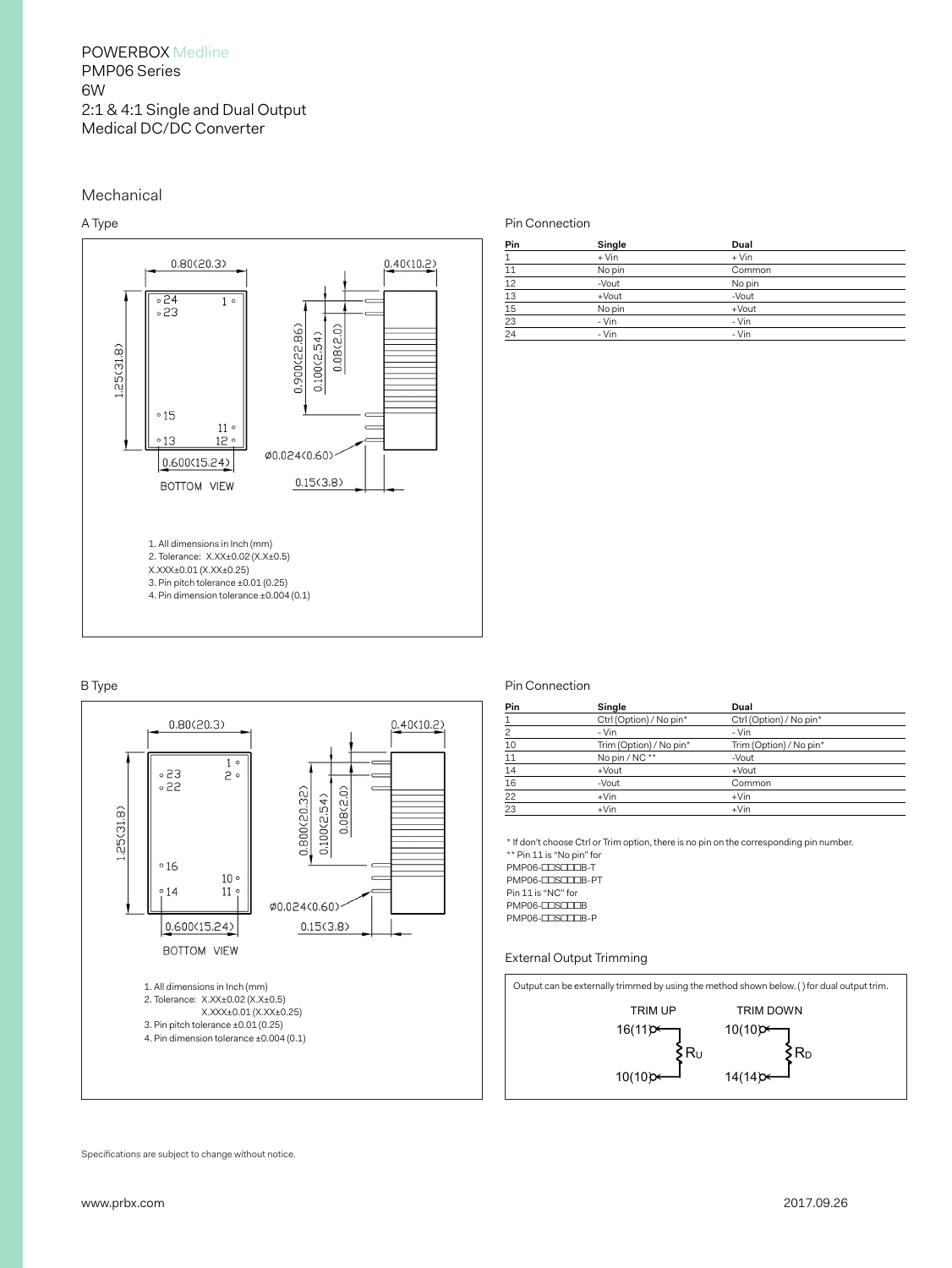## Mechanical

### A Type

0.80(20.3)
0.40(10.2)
1.25(31.8)
0.900(22.86)
0.100(2.54)
0.08(2.0)
0.600(15.24)
Ø0.024(0.60)
0.15(3.8)
BOTTOM VIEW
24 23 1 15 11 13 12

1. All dimensions in Inch (mm)
2. Tolerance: X.XX±0.02 (X.X±0.5)
X.XXX±0.01 (X.XX±0.25)
3. Pin pitch tolerance ±0.01 (0.25)
4. Pin dimension tolerance ±0.004 (0.1)

#### Pin Connection

| Pin | Single | Dual |
|---|---|---|
| 1 | + Vin | + Vin |
| 11 | No pin | Common |
| 12 | -Vout | No pin |
| 13 | +Vout | -Vout |
| 15 | No pin | +Vout |
| 23 | - Vin | - Vin |
| 24 | - Vin | - Vin |

### B Type

0.80(20.3)
0.40(10.2)
1.25(31.8)
0.800(20.32)
0.100(2.54)
0.08(2.0)
0.600(15.24)
Ø0.024(0.60)
0.15(3.8)
BOTTOM VIEW
23 22 1 2 16 10 14 11

1. All dimensions in Inch (mm)
2. Tolerance: X.XX±0.02 (X.X±0.5)
X.XXX±0.01 (X.XX±0.25)
3. Pin pitch tolerance ±0.01 (0.25)
4. Pin dimension tolerance ±0.004 (0.1)

#### Pin Connection

| Pin | Single | Dual |
|---|---|---|
| 1 | Ctrl (Option) / No pin* | Ctrl (Option) / No pin* |
| 2 | - Vin | - Vin |
| 10 | Trim (Option) / No pin* | Trim (Option) / No pin* |
| 11 | No pin / NC ** | -Vout |
| 14 | +Vout | +Vout |
| 16 | -Vout | Common |
| 22 | +Vin | +Vin |
| 23 | +Vin | +Vin |

* If don't choose Ctrl or Trim option, there is no pin on the corresponding pin number.
** Pin 11 is "No pin" for
PMP06-□□S□□□B-T
PMP06-□□S□□□B-PT
Pin 11 is "NC" for
PMP06-□□S□□□B
PMP06-□□S□□□B-P

#### External Output Trimming

Output can be externally trimmed by using the method shown below. ( ) for dual output trim.

TRIM UP: 16(11) — $R_U$ — 10(10)

TRIM DOWN: 10(10) — $R_D$ — 14(14)

Specifications are subject to change without notice.